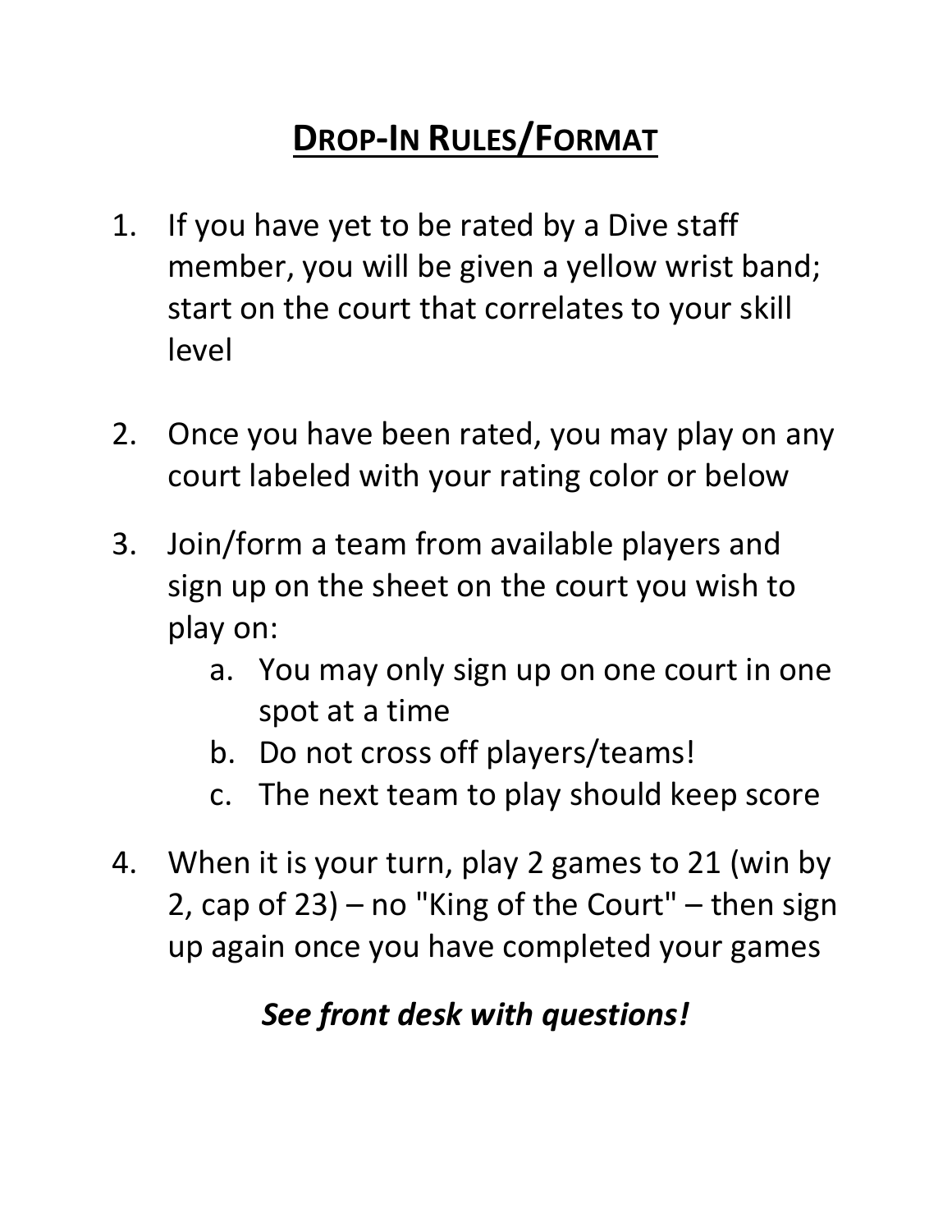# DROP-IN RULES/FORMAT

1. If you have yet to be rated by a Dive staff member, you will be given a yellow wrist band; start on the court that correlates to your skill level

2. Once you have been rated, you may play on any court labeled with your rating color or below

3. Join/form a team from available players and sign up on the sheet on the court you wish to play on:
   a. You may only sign up on one court in one spot at a time
   b. Do not cross off players/teams!
   c. The next team to play should keep score

4. When it is your turn, play 2 games to 21 (win by 2, cap of 23) – no "King of the Court" – then sign up again once you have completed your games

***See front desk with questions!***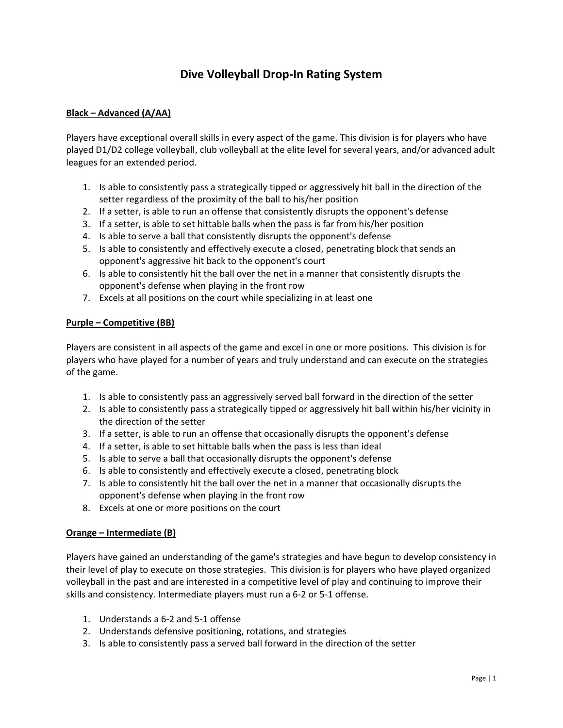# Dive Volleyball Drop-In Rating System

**Black – Advanced (A/AA)**

Players have exceptional overall skills in every aspect of the game. This division is for players who have played D1/D2 college volleyball, club volleyball at the elite level for several years, and/or advanced adult leagues for an extended period.

1. Is able to consistently pass a strategically tipped or aggressively hit ball in the direction of the setter regardless of the proximity of the ball to his/her position
2. If a setter, is able to run an offense that consistently disrupts the opponent's defense
3. If a setter, is able to set hittable balls when the pass is far from his/her position
4. Is able to serve a ball that consistently disrupts the opponent's defense
5. Is able to consistently and effectively execute a closed, penetrating block that sends an opponent's aggressive hit back to the opponent's court
6. Is able to consistently hit the ball over the net in a manner that consistently disrupts the opponent's defense when playing in the front row
7. Excels at all positions on the court while specializing in at least one

**Purple – Competitive (BB)**

Players are consistent in all aspects of the game and excel in one or more positions. This division is for players who have played for a number of years and truly understand and can execute on the strategies of the game.

1. Is able to consistently pass an aggressively served ball forward in the direction of the setter
2. Is able to consistently pass a strategically tipped or aggressively hit ball within his/her vicinity in the direction of the setter
3. If a setter, is able to run an offense that occasionally disrupts the opponent's defense
4. If a setter, is able to set hittable balls when the pass is less than ideal
5. Is able to serve a ball that occasionally disrupts the opponent's defense
6. Is able to consistently and effectively execute a closed, penetrating block
7. Is able to consistently hit the ball over the net in a manner that occasionally disrupts the opponent's defense when playing in the front row
8. Excels at one or more positions on the court

**Orange – Intermediate (B)**

Players have gained an understanding of the game's strategies and have begun to develop consistency in their level of play to execute on those strategies. This division is for players who have played organized volleyball in the past and are interested in a competitive level of play and continuing to improve their skills and consistency. Intermediate players must run a 6-2 or 5-1 offense.

1. Understands a 6-2 and 5-1 offense
2. Understands defensive positioning, rotations, and strategies
3. Is able to consistently pass a served ball forward in the direction of the setter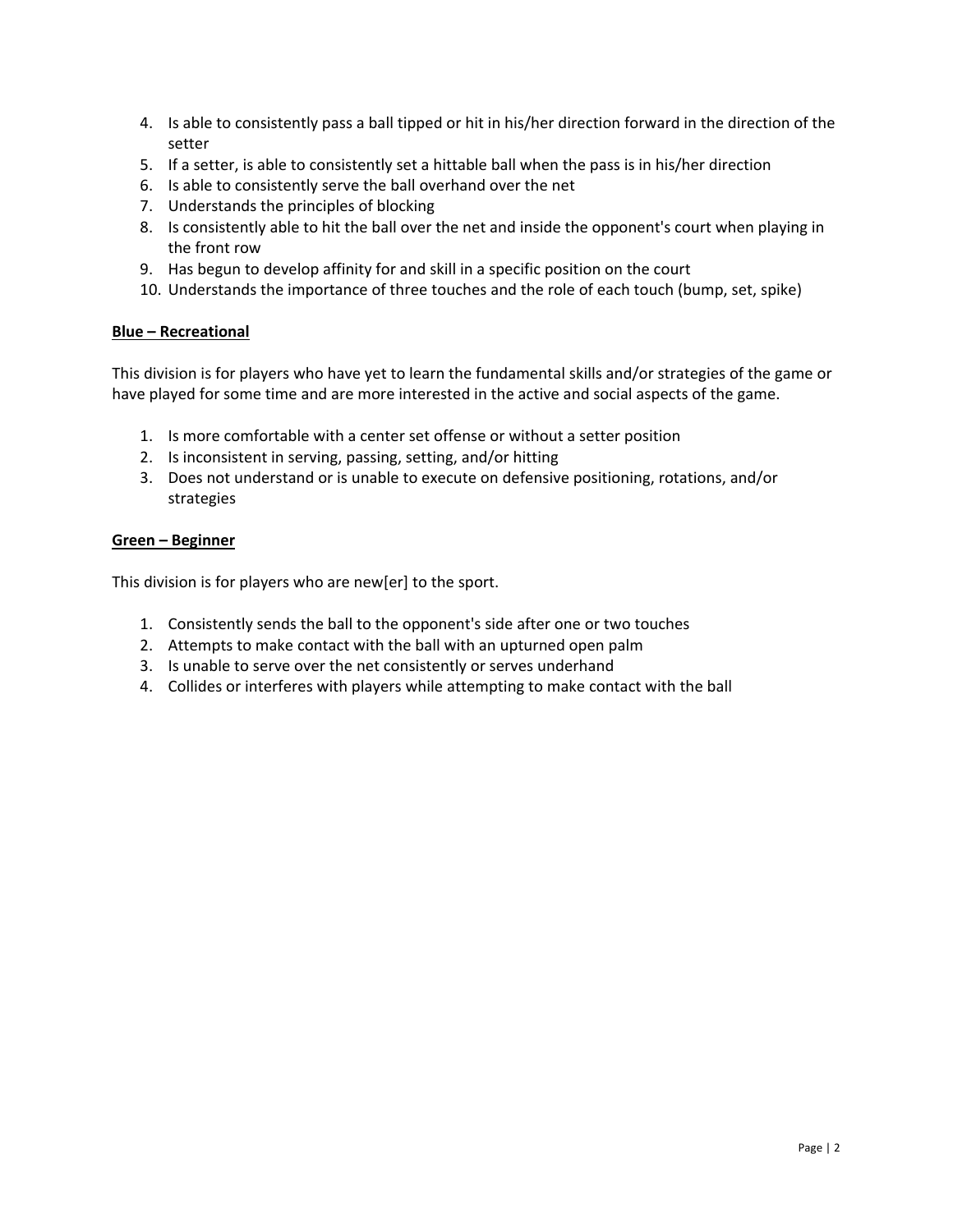4. Is able to consistently pass a ball tipped or hit in his/her direction forward in the direction of the setter
5. If a setter, is able to consistently set a hittable ball when the pass is in his/her direction
6. Is able to consistently serve the ball overhand over the net
7. Understands the principles of blocking
8. Is consistently able to hit the ball over the net and inside the opponent's court when playing in the front row
9. Has begun to develop affinity for and skill in a specific position on the court
10. Understands the importance of three touches and the role of each touch (bump, set, spike)

**Blue – Recreational**

This division is for players who have yet to learn the fundamental skills and/or strategies of the game or have played for some time and are more interested in the active and social aspects of the game.

1. Is more comfortable with a center set offense or without a setter position
2. Is inconsistent in serving, passing, setting, and/or hitting
3. Does not understand or is unable to execute on defensive positioning, rotations, and/or strategies

**Green – Beginner**

This division is for players who are new[er] to the sport.

1. Consistently sends the ball to the opponent's side after one or two touches
2. Attempts to make contact with the ball with an upturned open palm
3. Is unable to serve over the net consistently or serves underhand
4. Collides or interferes with players while attempting to make contact with the ball